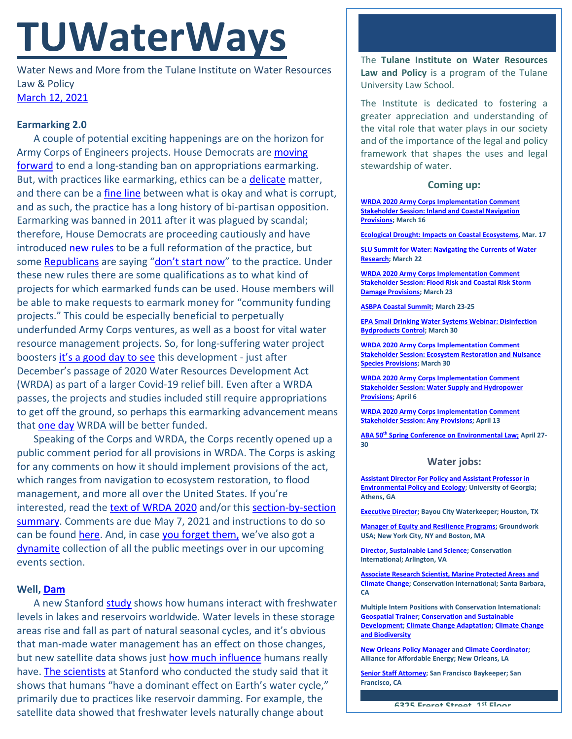# TUWaterWays

Water News and More from the Tulane Institute on Water Resources Law & Policy
March 12, 2021

### Earmarking 2.0

A couple of potential exciting happenings are on the horizon for Army Corps of Engineers projects. House Democrats are moving forward to end a long-standing ban on appropriations earmarking. But, with practices like earmarking, ethics can be a delicate matter, and there can be a fine line between what is okay and what is corrupt, and as such, the practice has a long history of bi-partisan opposition. Earmarking was banned in 2011 after it was plagued by scandal; therefore, House Democrats are proceeding cautiously and have introduced new rules to be a full reformation of the practice, but some Republicans are saying "don't start now" to the practice. Under these new rules there are some qualifications as to what kind of projects for which earmarked funds can be used. House members will be able to make requests to earmark money for "community funding projects." This could be especially beneficial to perpetually underfunded Army Corps ventures, as well as a boost for vital water resource management projects. So, for long-suffering water project boosters it's a good day to see this development - just after December's passage of 2020 Water Resources Development Act (WRDA) as part of a larger Covid-19 relief bill. Even after a WRDA passes, the projects and studies included still require appropriations to get off the ground, so perhaps this earmarking advancement means that one day WRDA will be better funded.

Speaking of the Corps and WRDA, the Corps recently opened up a public comment period for all provisions in WRDA. The Corps is asking for any comments on how it should implement provisions of the act, which ranges from navigation to ecosystem restoration, to flood management, and more all over the United States. If you're interested, read the text of WRDA 2020 and/or this section-by-section summary. Comments are due May 7, 2021 and instructions to do so can be found here. And, in case you forget them, we've also got a dynamite collection of all the public meetings over in our upcoming events section.

### Well, Dam

A new Stanford study shows how humans interact with freshwater levels in lakes and reservoirs worldwide. Water levels in these storage areas rise and fall as part of natural seasonal cycles, and it's obvious that man-made water management has an effect on those changes, but new satellite data shows just how much influence humans really have. The scientists at Stanford who conducted the study said that it shows that humans "have a dominant effect on Earth's water cycle," primarily due to practices like reservoir damming. For example, the satellite data showed that freshwater levels naturally change about

---

The **Tulane Institute on Water Resources Law and Policy** is a program of the Tulane University Law School.

The Institute is dedicated to fostering a greater appreciation and understanding of the vital role that water plays in our society and of the importance of the legal and policy framework that shapes the uses and legal stewardship of water.

### Coming up:

**WRDA 2020 Army Corps Implementation Comment Stakeholder Session: Inland and Coastal Navigation Provisions; March 16**

**Ecological Drought: Impacts on Coastal Ecosystems, Mar. 17**

**SLU Summit for Water: Navigating the Currents of Water Research; March 22**

**WRDA 2020 Army Corps Implementation Comment Stakeholder Session: Flood Risk and Coastal Risk Storm Damage Provisions; March 23**

**ASBPA Coastal Summit; March 23-25**

**EPA Small Drinking Water Systems Webinar: Disinfection Bydproducts Control; March 30**

**WRDA 2020 Army Corps Implementation Comment Stakeholder Session: Ecosystem Restoration and Nuisance Species Provisions; March 30**

**WRDA 2020 Army Corps Implementation Comment Stakeholder Session: Water Supply and Hydropower Provisions; April 6**

**WRDA 2020 Army Corps Implementation Comment Stakeholder Session: Any Provisions; April 13**

**ABA 50th Spring Conference on Environmental Law; April 27-30**

### Water jobs:

**Assistant Director For Policy and Assistant Professor in Environmental Policy and Ecology; University of Georgia; Athens, GA**

**Executive Director; Bayou City Waterkeeper; Houston, TX**

**Manager of Equity and Resilience Programs; Groundwork USA; New York City, NY and Boston, MA**

**Director, Sustainable Land Science; Conservation International; Arlington, VA**

**Associate Research Scientist, Marine Protected Areas and Climate Change; Conservation International; Santa Barbara, CA**

**Multiple Intern Positions with Conservation International: Geospatial Trainer; Conservation and Sustainable Development; Climate Change Adaptation; Climate Change and Biodiversity**

**New Orleans Policy Manager and Climate Coordinator; Alliance for Affordable Energy; New Orleans, LA**

**Senior Staff Attorney; San Francisco Baykeeper; San Francisco, CA**

6325 Freret Street, 1st Floor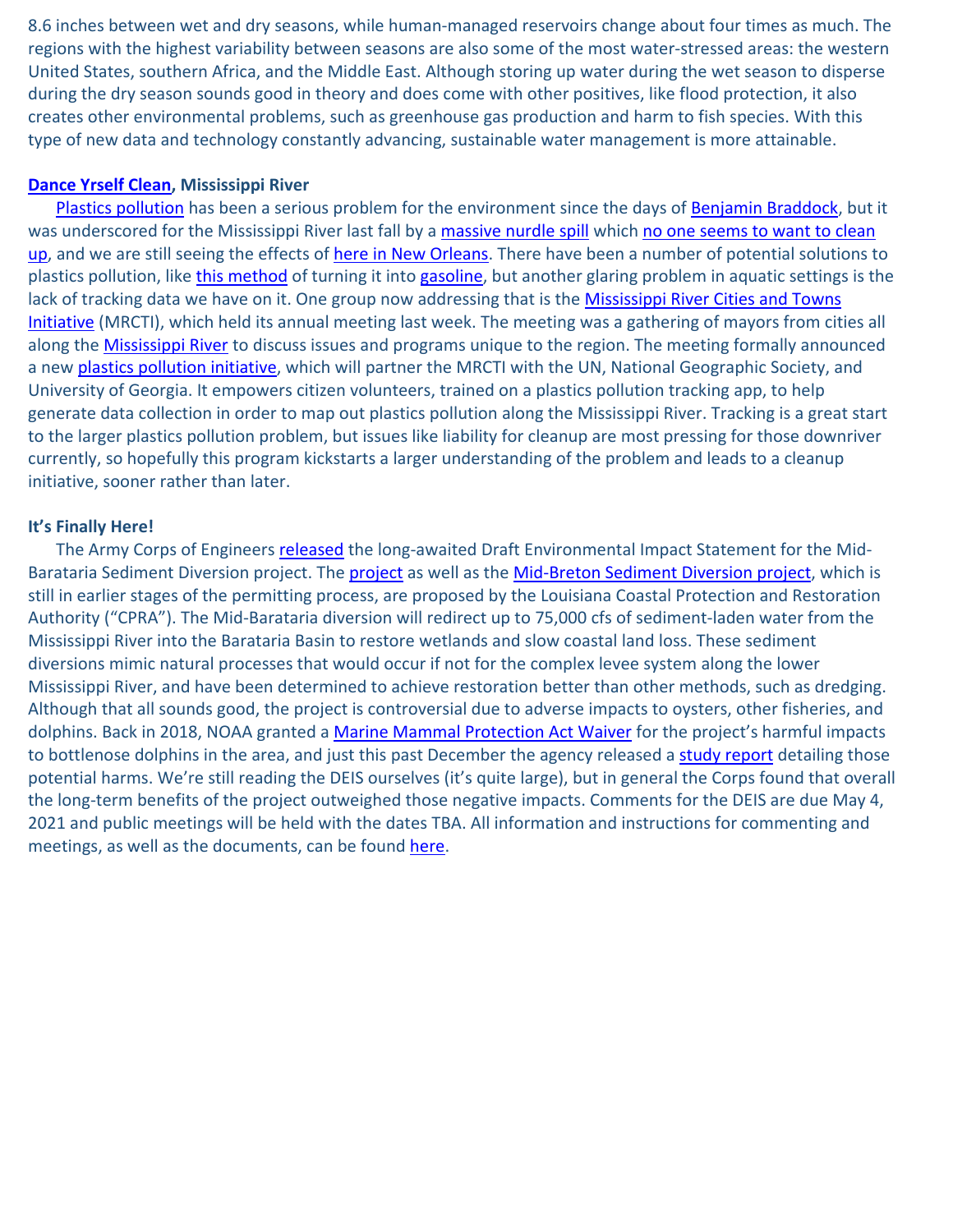8.6 inches between wet and dry seasons, while human-managed reservoirs change about four times as much. The regions with the highest variability between seasons are also some of the most water-stressed areas: the western United States, southern Africa, and the Middle East. Although storing up water during the wet season to disperse during the dry season sounds good in theory and does come with other positives, like flood protection, it also creates other environmental problems, such as greenhouse gas production and harm to fish species. With this type of new data and technology constantly advancing, sustainable water management is more attainable.

**Dance Yrself Clean, Mississippi River**

Plastics pollution has been a serious problem for the environment since the days of Benjamin Braddock, but it was underscored for the Mississippi River last fall by a massive nurdle spill which no one seems to want to clean up, and we are still seeing the effects of here in New Orleans. There have been a number of potential solutions to plastics pollution, like this method of turning it into gasoline, but another glaring problem in aquatic settings is the lack of tracking data we have on it. One group now addressing that is the Mississippi River Cities and Towns Initiative (MRCTI), which held its annual meeting last week. The meeting was a gathering of mayors from cities all along the Mississippi River to discuss issues and programs unique to the region. The meeting formally announced a new plastics pollution initiative, which will partner the MRCTI with the UN, National Geographic Society, and University of Georgia. It empowers citizen volunteers, trained on a plastics pollution tracking app, to help generate data collection in order to map out plastics pollution along the Mississippi River. Tracking is a great start to the larger plastics pollution problem, but issues like liability for cleanup are most pressing for those downriver currently, so hopefully this program kickstarts a larger understanding of the problem and leads to a cleanup initiative, sooner rather than later.

**It's Finally Here!**

The Army Corps of Engineers released the long-awaited Draft Environmental Impact Statement for the Mid-Barataria Sediment Diversion project. The project as well as the Mid-Breton Sediment Diversion project, which is still in earlier stages of the permitting process, are proposed by the Louisiana Coastal Protection and Restoration Authority ("CPRA"). The Mid-Barataria diversion will redirect up to 75,000 cfs of sediment-laden water from the Mississippi River into the Barataria Basin to restore wetlands and slow coastal land loss. These sediment diversions mimic natural processes that would occur if not for the complex levee system along the lower Mississippi River, and have been determined to achieve restoration better than other methods, such as dredging. Although that all sounds good, the project is controversial due to adverse impacts to oysters, other fisheries, and dolphins. Back in 2018, NOAA granted a Marine Mammal Protection Act Waiver for the project's harmful impacts to bottlenose dolphins in the area, and just this past December the agency released a study report detailing those potential harms. We're still reading the DEIS ourselves (it's quite large), but in general the Corps found that overall the long-term benefits of the project outweighed those negative impacts. Comments for the DEIS are due May 4, 2021 and public meetings will be held with the dates TBA. All information and instructions for commenting and meetings, as well as the documents, can be found here.